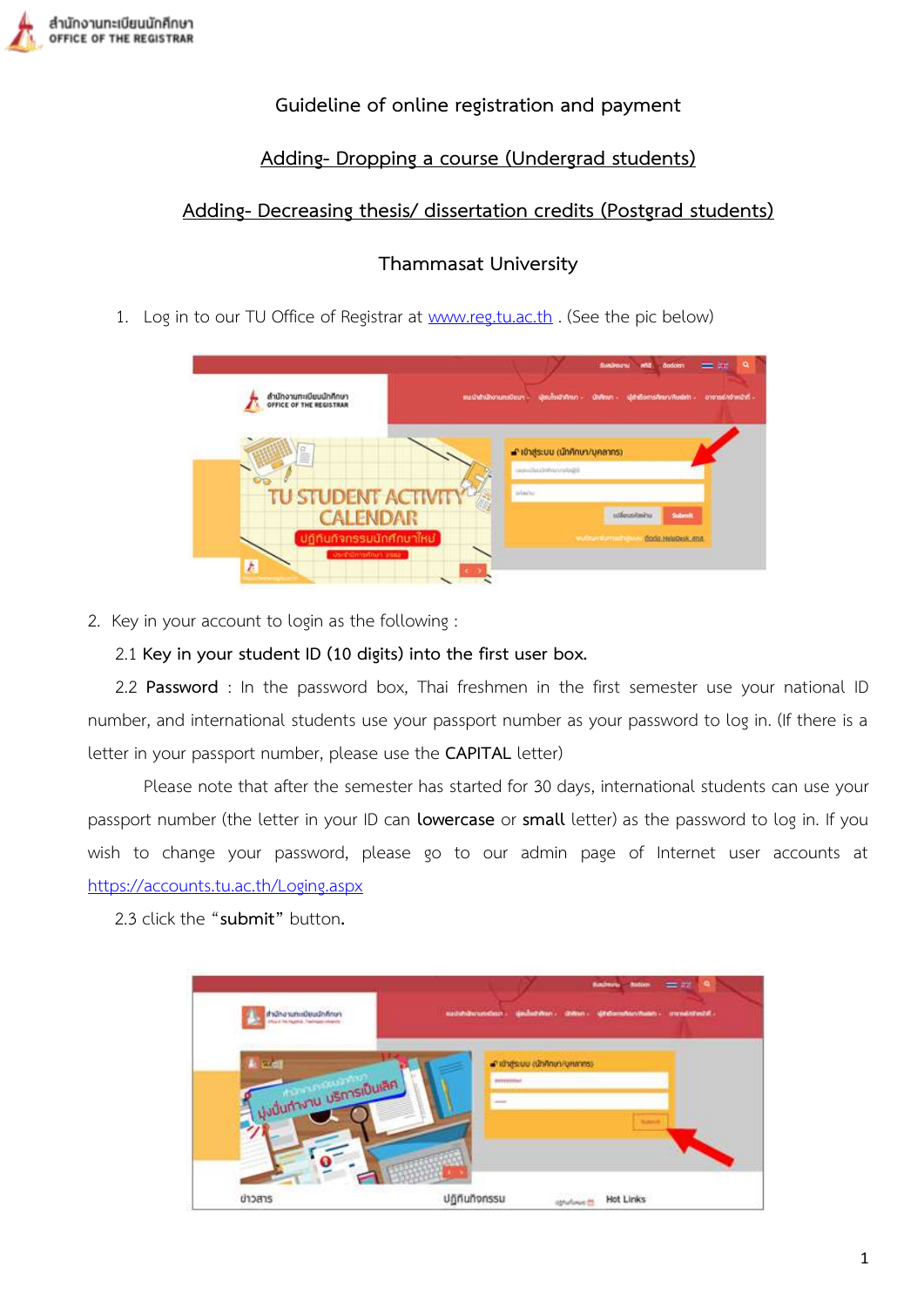# Guideline of online registration and payment

## Adding- Dropping a course (Undergrad students)

## Adding- Decreasing thesis/ dissertation credits (Postgrad students)

## Thammasat University

1. Log in to our TU Office of Registrar at www.reg.tu.ac.th . (See the pic below)

2. Key in your account to login as the following :

   2.1 **Key in your student ID (10 digits) into the first user box.**

   2.2 **Password** : In the password box, Thai freshmen in the first semester use your national ID number, and international students use your passport number as your password to log in. (If there is a letter in your passport number, please use the **CAPITAL** letter)

   Please note that after the semester has started for 30 days, international students can use your passport number (the letter in your ID can **lowercase** or **small** letter) as the password to log in. If you wish to change your password, please go to our admin page of Internet user accounts at https://accounts.tu.ac.th/Loging.aspx

   2.3 click the "**submit**" button.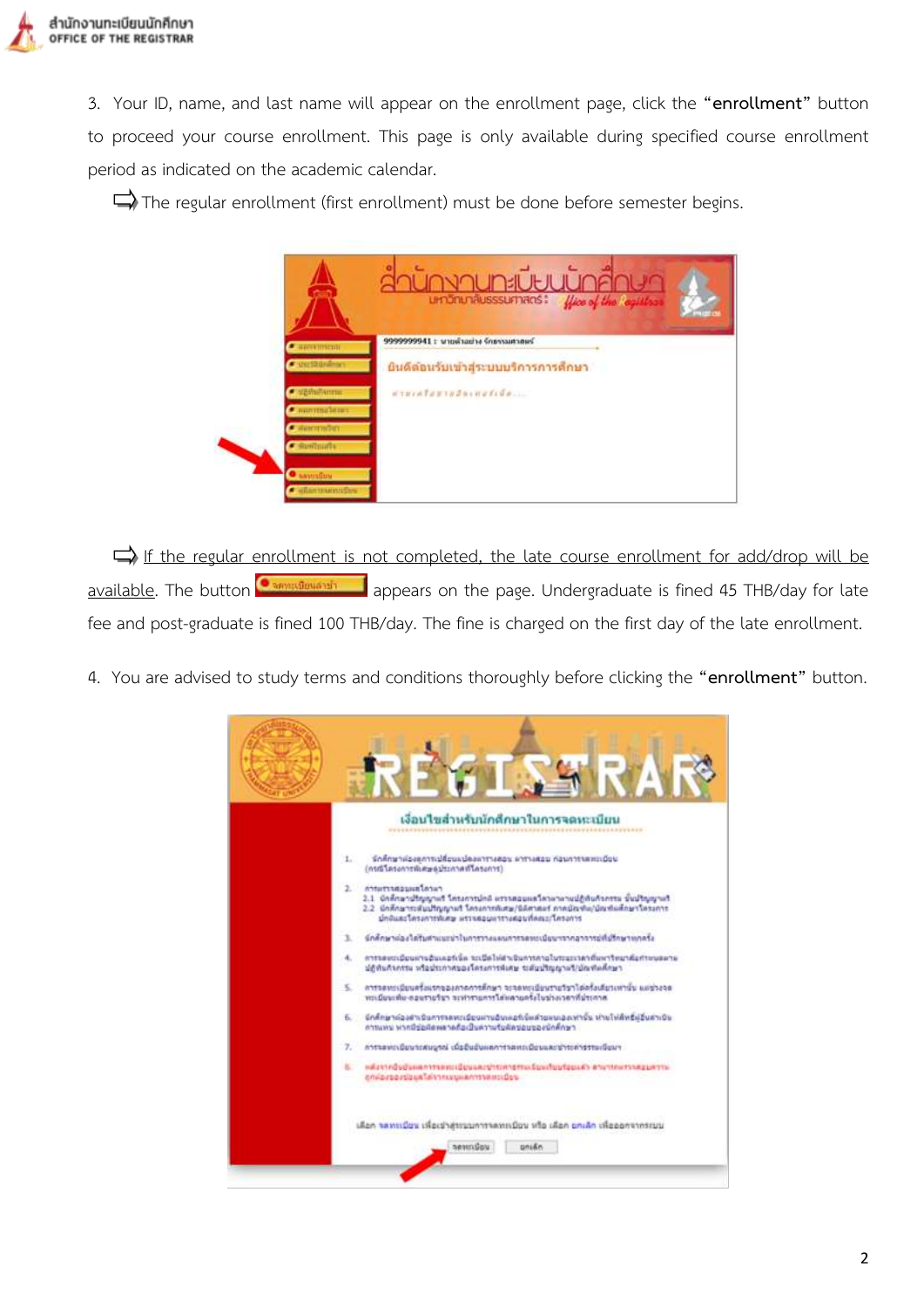3. Your ID, name, and last name will appear on the enrollment page, click the **"enrollment"** button to proceed your course enrollment. This page is only available during specified course enrollment period as indicated on the academic calendar.

⇨ The regular enrollment (first enrollment) must be done before semester begins.

⇨ <u>If the regular enrollment is not completed, the late course enrollment for add/drop will be available</u>. The button appears on the page. Undergraduate is fined 45 THB/day for late fee and post-graduate is fined 100 THB/day. The fine is charged on the first day of the late enrollment.

4. You are advised to study terms and conditions thoroughly before clicking the **"enrollment"** button.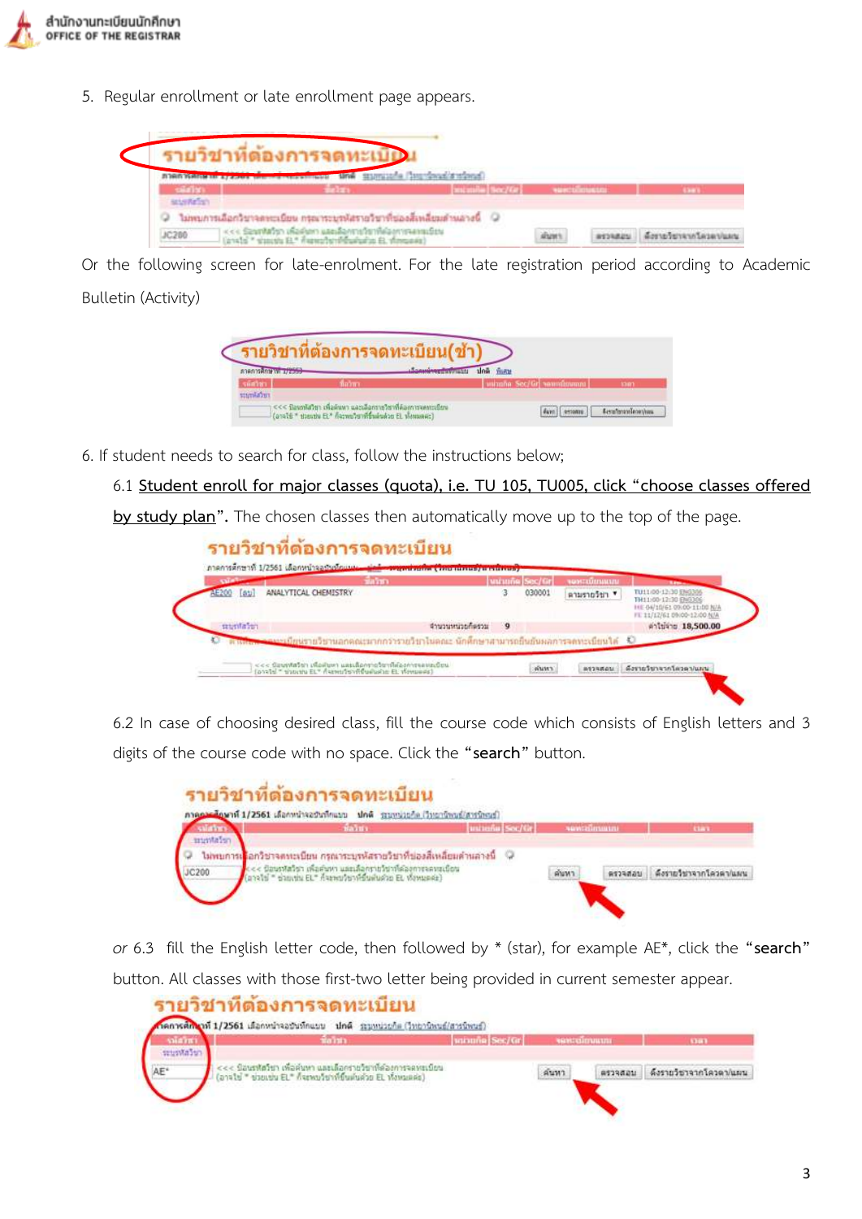5. Regular enrollment or late enrollment page appears.

Or the following screen for late-enrolment. For the late registration period according to Academic Bulletin (Activity)

6. If student needs to search for class, follow the instructions below;

6.1 Student enroll for major classes (quota), i.e. TU 105, TU005, click “choose classes offered by study plan”. The chosen classes then automatically move up to the top of the page.

6.2 In case of choosing desired class, fill the course code which consists of English letters and 3 digits of the course code with no space. Click the “**search**” button.

*or* 6.3 fill the English letter code, then followed by * (star), for example AE*, click the “**search**” button. All classes with those first-two letter being provided in current semester appear.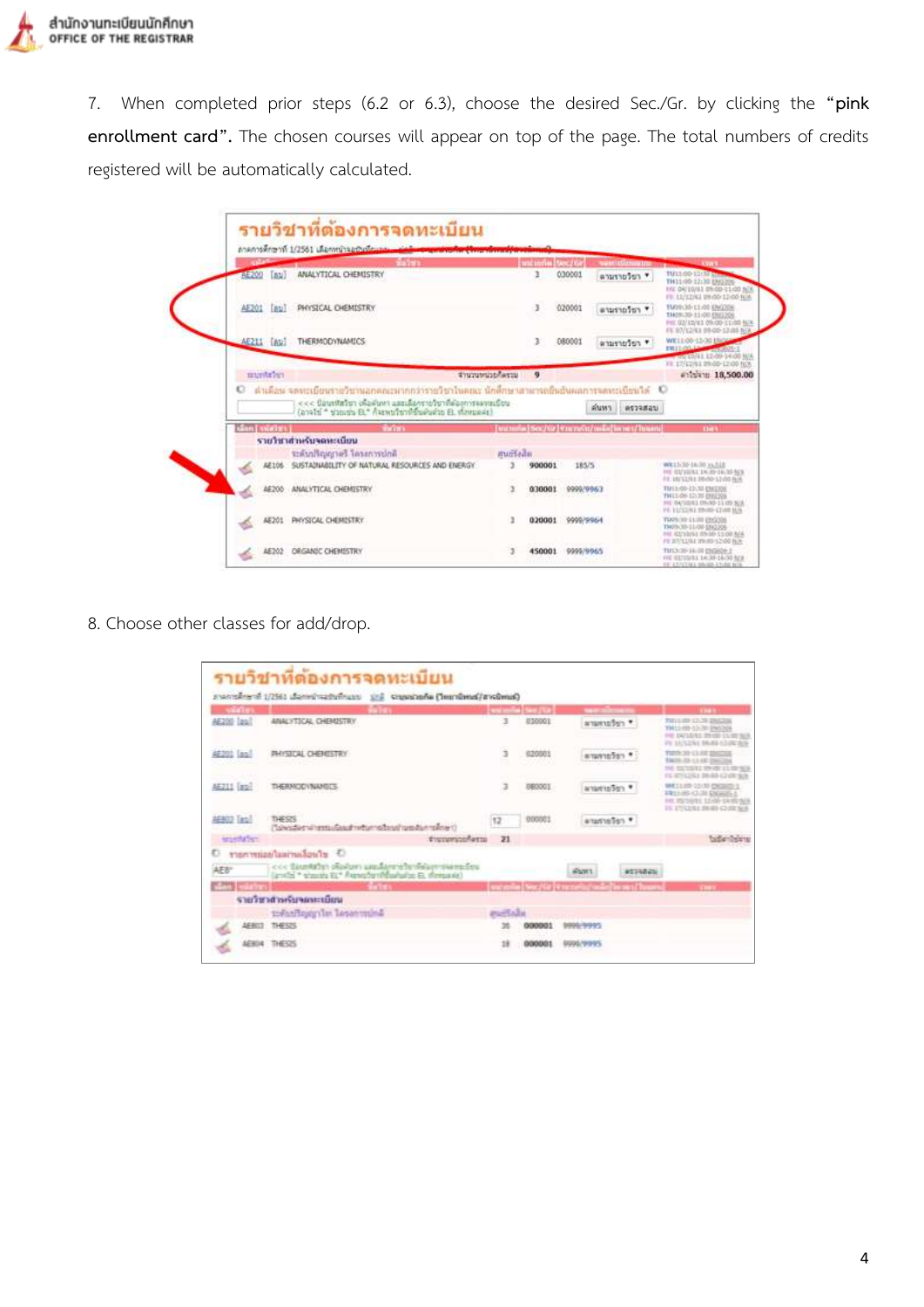7. When completed prior steps (6.2 or 6.3), choose the desired Sec./Gr. by clicking the "**pink enrollment card**". The chosen courses will appear on top of the page. The total numbers of credits registered will be automatically calculated.

8. Choose other classes for add/drop.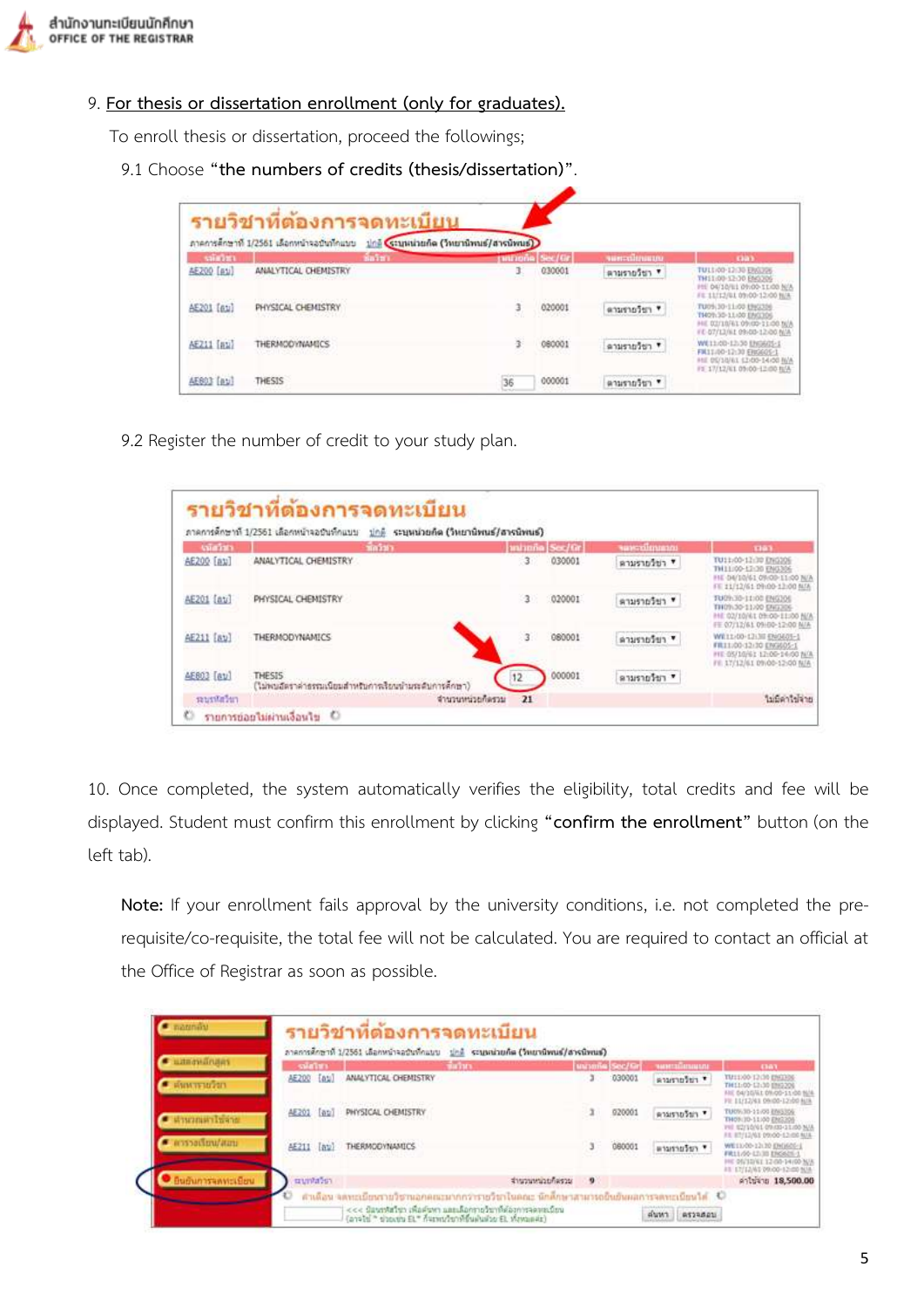9. For thesis or dissertation enrollment (only for graduates).

To enroll thesis or dissertation, proceed the followings;

9.1 Choose **"the numbers of credits (thesis/dissertation)"**.

9.2 Register the number of credit to your study plan.

10. Once completed, the system automatically verifies the eligibility, total credits and fee will be displayed. Student must confirm this enrollment by clicking **"confirm the enrollment"** button (on the left tab).

**Note:** If your enrollment fails approval by the university conditions, i.e. not completed the pre-requisite/co-requisite, the total fee will not be calculated. You are required to contact an official at the Office of Registrar as soon as possible.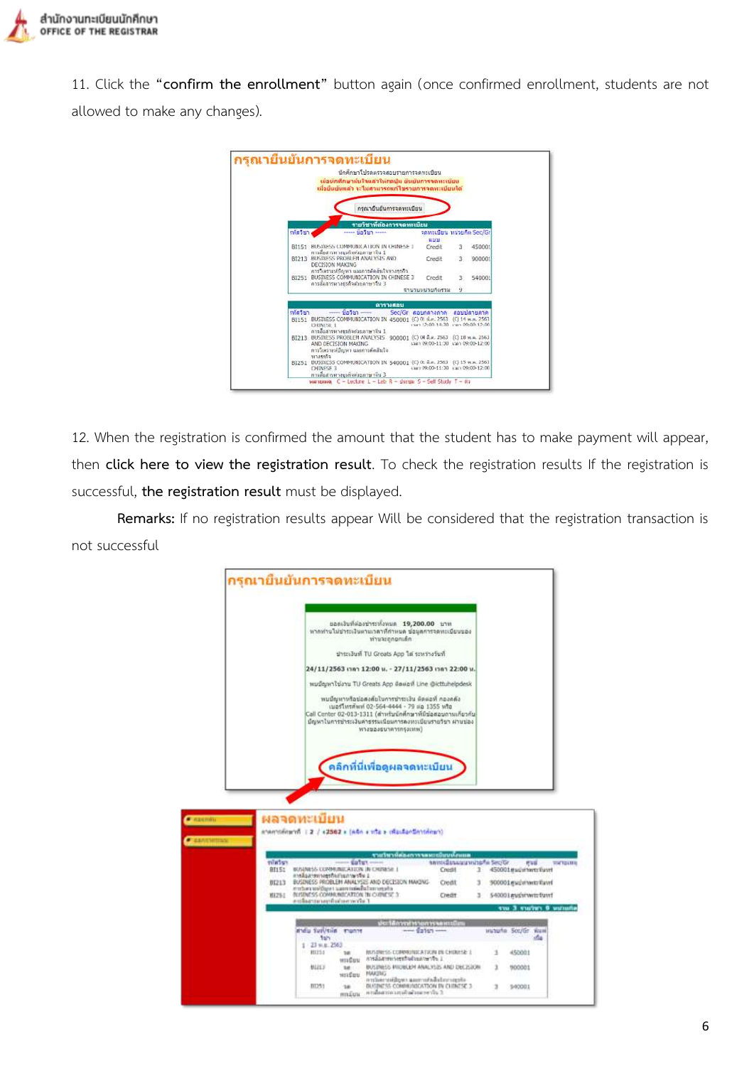11. Click the **"confirm the enrollment"** button again (once confirmed enrollment, students are not allowed to make any changes).

12. When the registration is confirmed the amount that the student has to make payment will appear, then **click here to view the registration result**. To check the registration results If the registration is successful, **the registration result** must be displayed.

**Remarks:** If no registration results appear Will be considered that the registration transaction is not successful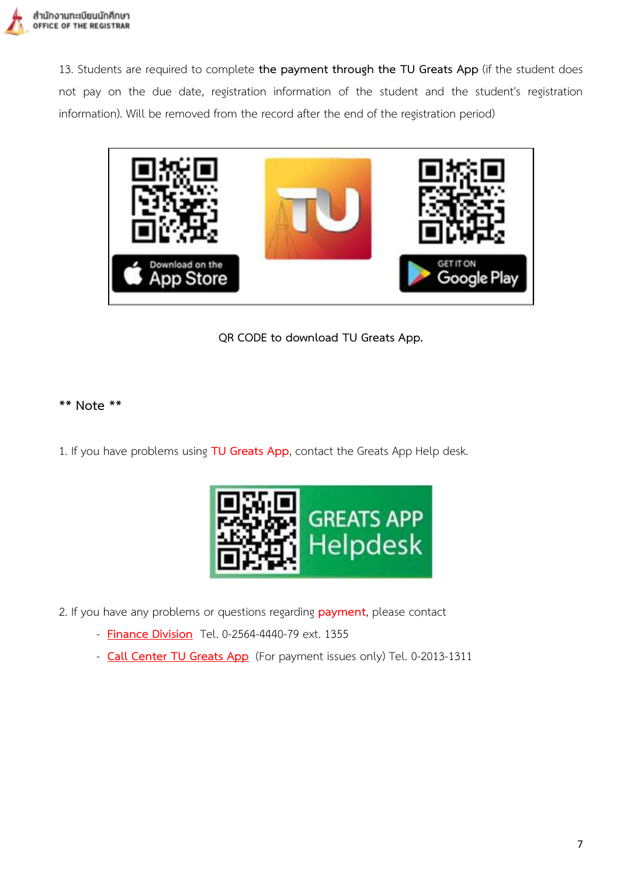13. Students are required to complete **the payment through the TU Greats App** (if the student does not pay on the due date, registration information of the student and the student's registration information). Will be removed from the record after the end of the registration period)

QR CODE to download TU Greats App.

** Note **

1. If you have problems using TU Greats App, contact the Greats App Help desk.

2. If you have any problems or questions regarding payment, please contact
   - Finance Division Tel. 0-2564-4440-79 ext. 1355
   - Call Center TU Greats App (For payment issues only) Tel. 0-2013-1311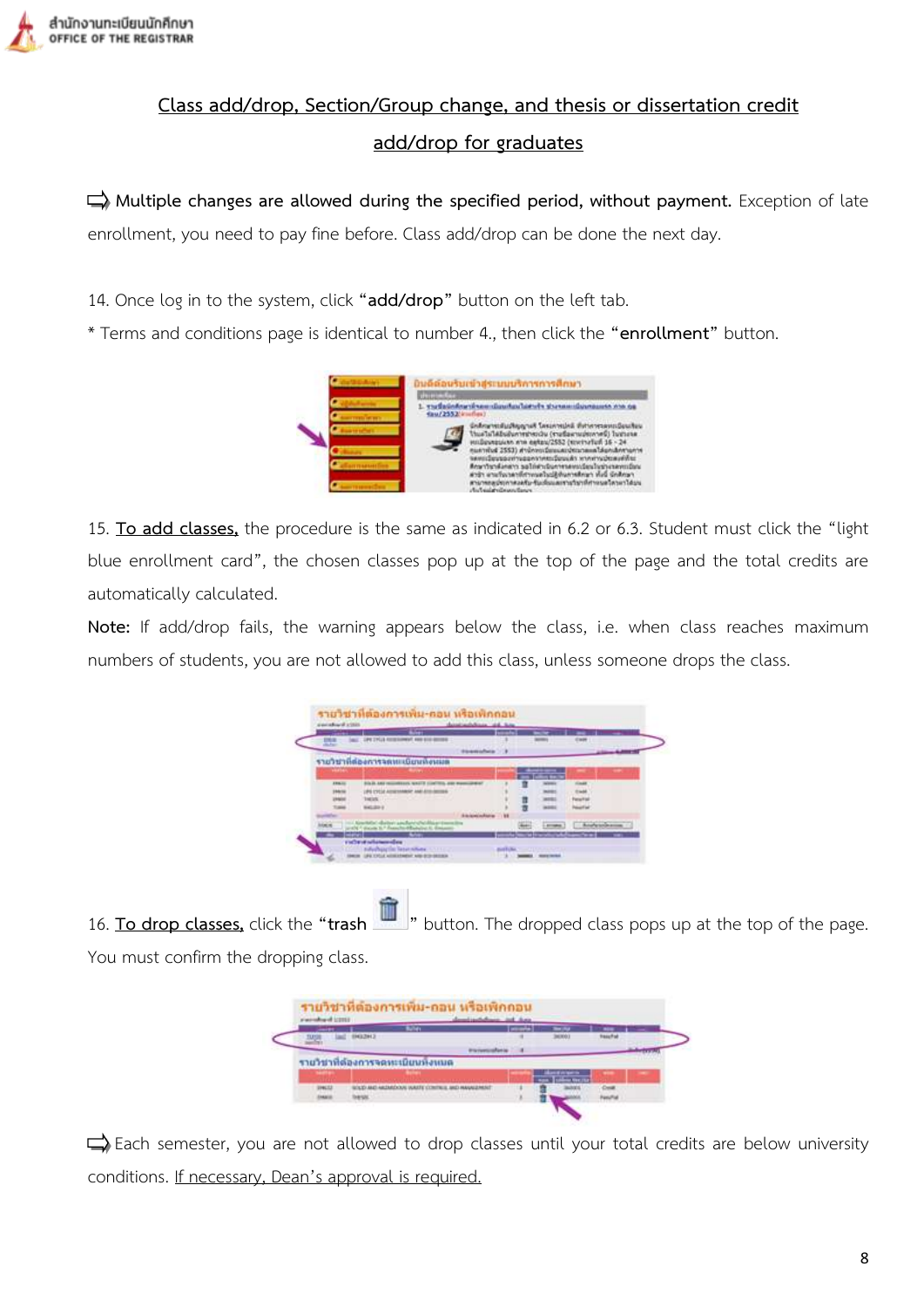## Class add/drop, Section/Group change, and thesis or dissertation credit add/drop for graduates

➪ **Multiple changes are allowed during the specified period, without payment.** Exception of late enrollment, you need to pay fine before. Class add/drop can be done the next day.

14. Once log in to the system, click “**add/drop**” button on the left tab.

* Terms and conditions page is identical to number 4., then click the “**enrollment**” button.

15. <u>To add classes,</u> the procedure is the same as indicated in 6.2 or 6.3. Student must click the “light blue enrollment card”, the chosen classes pop up at the top of the page and the total credits are automatically calculated.

**Note:** If add/drop fails, the warning appears below the class, i.e. when class reaches maximum numbers of students, you are not allowed to add this class, unless someone drops the class.

16. <u>To drop classes,</u> click the “**trash** ” button. The dropped class pops up at the top of the page. You must confirm the dropping class.

➪ Each semester, you are not allowed to drop classes until your total credits are below university conditions. <u>If necessary, Dean’s approval is required.</u>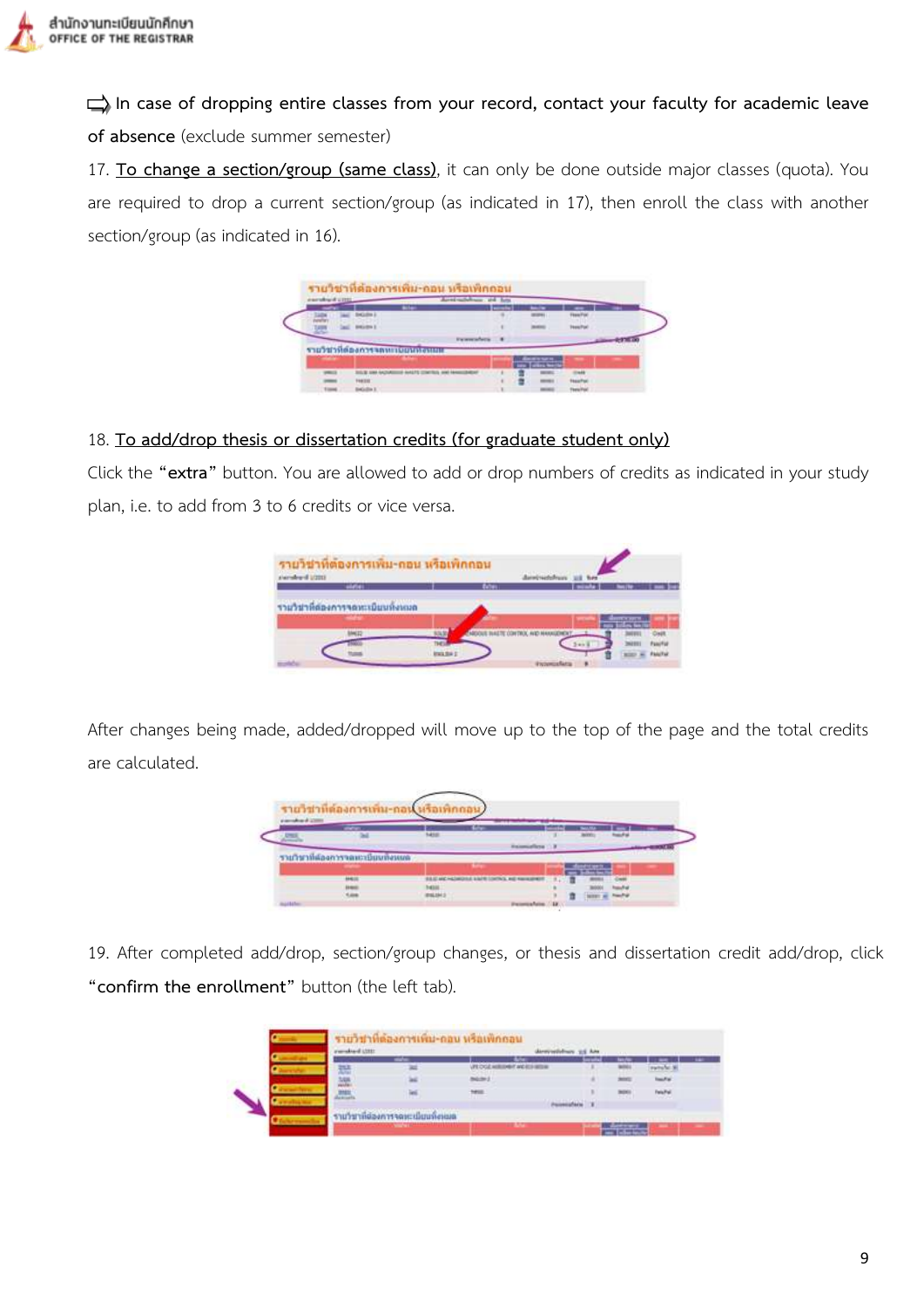⮱ In case of dropping entire classes from your record, contact your faculty for academic leave of absence (exclude summer semester)

17. <u>To change a section/group (same class)</u>, it can only be done outside major classes (quota). You are required to drop a current section/group (as indicated in 17), then enroll the class with another section/group (as indicated in 16).

18. <u>To add/drop thesis or dissertation credits (for graduate student only)</u>

Click the **"extra"** button. You are allowed to add or drop numbers of credits as indicated in your study plan, i.e. to add from 3 to 6 credits or vice versa.

After changes being made, added/dropped will move up to the top of the page and the total credits are calculated.

19. After completed add/drop, section/group changes, or thesis and dissertation credit add/drop, click **"confirm the enrollment"** button (the left tab).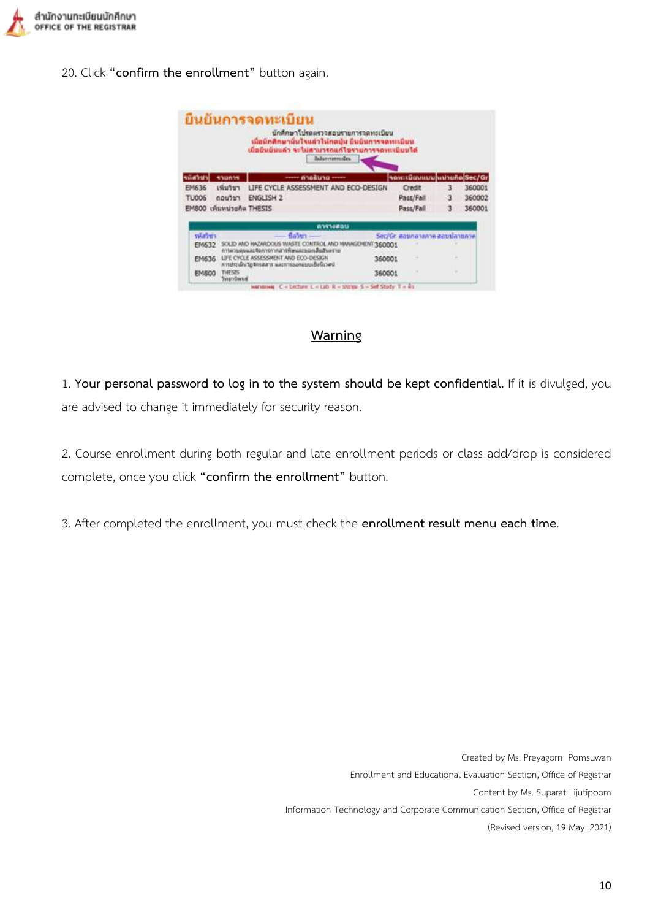20. Click “**confirm the enrollment**” button again.

## Warning

1. **Your personal password to log in to the system should be kept confidential.** If it is divulged, you are advised to change it immediately for security reason.

2. Course enrollment during both regular and late enrollment periods or class add/drop is considered complete, once you click “**confirm the enrollment**” button.

3. After completed the enrollment, you must check the **enrollment result menu each time**.

Created by Ms. Preyagorn Pomsuwan

Enrollment and Educational Evaluation Section, Office of Registrar

Content by Ms. Suparat Lijutipoom

Information Technology and Corporate Communication Section, Office of Registrar

(Revised version, 19 May. 2021)